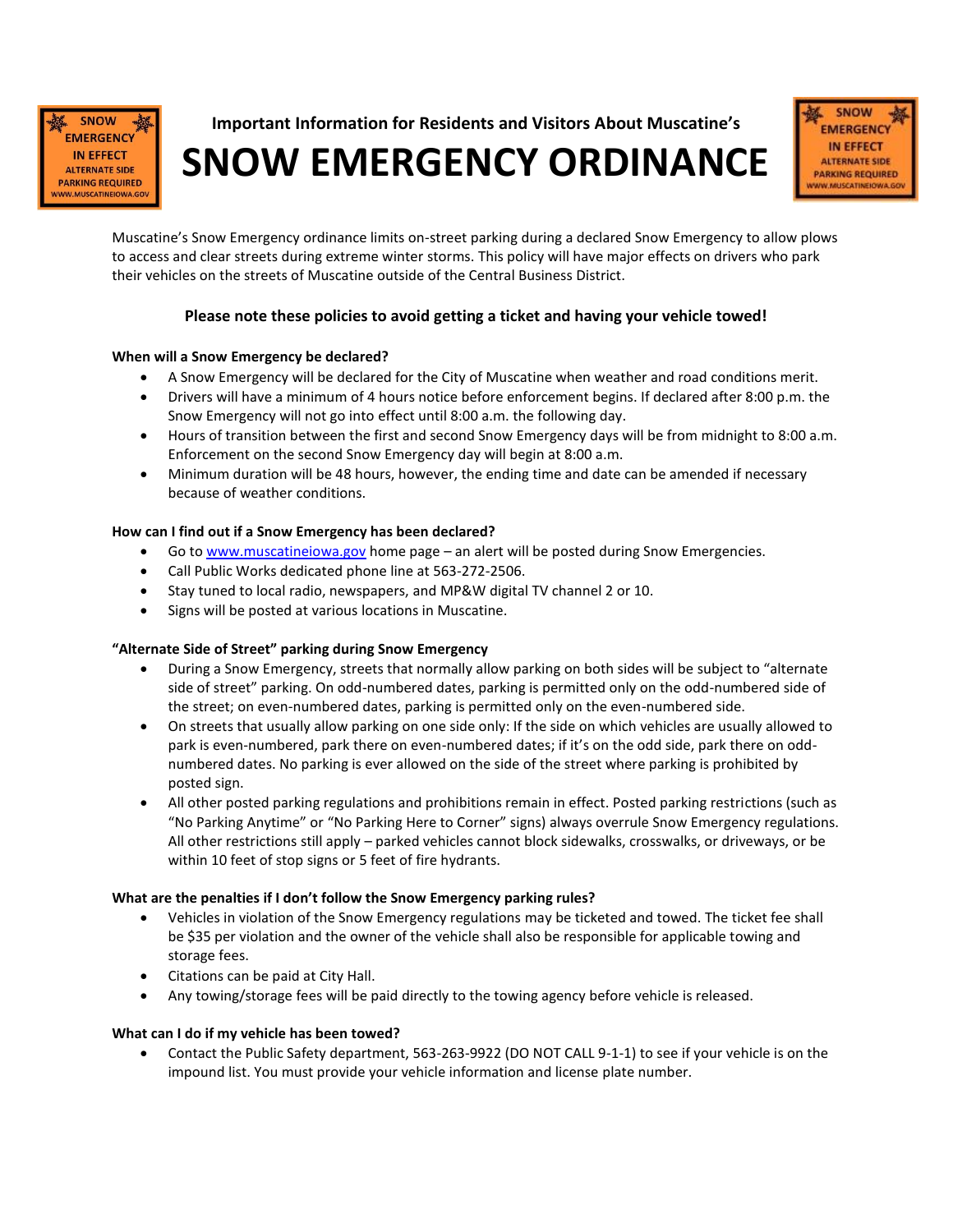**Important Information for Residents and Visitors About Muscatine's**

# SNOW EMERGENCY ORDINANCE

Muscatine's Snow Emergency ordinance limits on-street parking during a declared Snow Emergency to allow plows to access and clear streets during extreme winter storms. This policy will have major effects on drivers who park their vehicles on the streets of Muscatine outside of the Central Business District.

**Please note these policies to avoid getting a ticket and having your vehicle towed!**

### When will a Snow Emergency be declared?

- A Snow Emergency will be declared for the City of Muscatine when weather and road conditions merit.
- Drivers will have a minimum of 4 hours notice before enforcement begins. If declared after 8:00 p.m. the Snow Emergency will not go into effect until 8:00 a.m. the following day.
- Hours of transition between the first and second Snow Emergency days will be from midnight to 8:00 a.m. Enforcement on the second Snow Emergency day will begin at 8:00 a.m.
- Minimum duration will be 48 hours, however, the ending time and date can be amended if necessary because of weather conditions.

### How can I find out if a Snow Emergency has been declared?

- Go to [www.muscatineiowa.gov](http://www.muscatineiowa.gov) home page – an alert will be posted during Snow Emergencies.
- Call Public Works dedicated phone line at 563-272-2506.
- Stay tuned to local radio, newspapers, and MP&W digital TV channel 2 or 10.
- Signs will be posted at various locations in Muscatine.

### "Alternate Side of Street" parking during Snow Emergency

- During a Snow Emergency, streets that normally allow parking on both sides will be subject to "alternate side of street" parking. On odd-numbered dates, parking is permitted only on the odd-numbered side of the street; on even-numbered dates, parking is permitted only on the even-numbered side.
- On streets that usually allow parking on one side only: If the side on which vehicles are usually allowed to park is even-numbered, park there on even-numbered dates; if it's on the odd side, park there on odd-numbered dates. No parking is ever allowed on the side of the street where parking is prohibited by posted sign.
- All other posted parking regulations and prohibitions remain in effect. Posted parking restrictions (such as "No Parking Anytime" or "No Parking Here to Corner" signs) always overrule Snow Emergency regulations. All other restrictions still apply – parked vehicles cannot block sidewalks, crosswalks, or driveways, or be within 10 feet of stop signs or 5 feet of fire hydrants.

### What are the penalties if I don't follow the Snow Emergency parking rules?

- Vehicles in violation of the Snow Emergency regulations may be ticketed and towed. The ticket fee shall be $35 per violation and the owner of the vehicle shall also be responsible for applicable towing and storage fees.
- Citations can be paid at City Hall.
- Any towing/storage fees will be paid directly to the towing agency before vehicle is released.

### What can I do if my vehicle has been towed?

- Contact the Public Safety department, 563-263-9922 (DO NOT CALL 9-1-1) to see if your vehicle is on the impound list. You must provide your vehicle information and license plate number.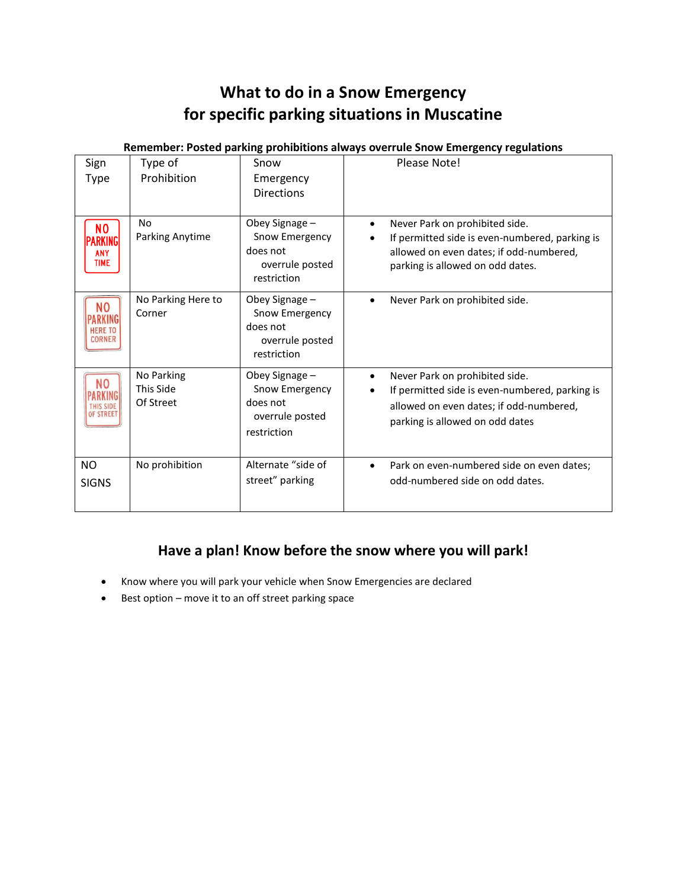# What to do in a Snow Emergency for specific parking situations in Muscatine

**Remember: Posted parking prohibitions always overrule Snow Emergency regulations**

| Sign Type | Type of Prohibition | Snow Emergency Directions | Please Note! |
|---|---|---|---|
| NO PARKING ANY TIME | No Parking Anytime | Obey Signage – Snow Emergency does not overrule posted restriction | • Never Park on prohibited side.<br>• If permitted side is even-numbered, parking is allowed on even dates; if odd-numbered, parking is allowed on odd dates. |
| NO PARKING HERE TO CORNER | No Parking Here to Corner | Obey Signage – Snow Emergency does not overrule posted restriction | • Never Park on prohibited side. |
| NO PARKING THIS SIDE OF STREET | No Parking This Side Of Street | Obey Signage – Snow Emergency does not overrule posted restriction | • Never Park on prohibited side.<br>• If permitted side is even-numbered, parking is allowed on even dates; if odd-numbered, parking is allowed on odd dates |
| NO SIGNS | No prohibition | Alternate "side of street" parking | • Park on even-numbered side on even dates; odd-numbered side on odd dates. |

## Have a plan! Know before the snow where you will park!

- Know where you will park your vehicle when Snow Emergencies are declared
- Best option – move it to an off street parking space